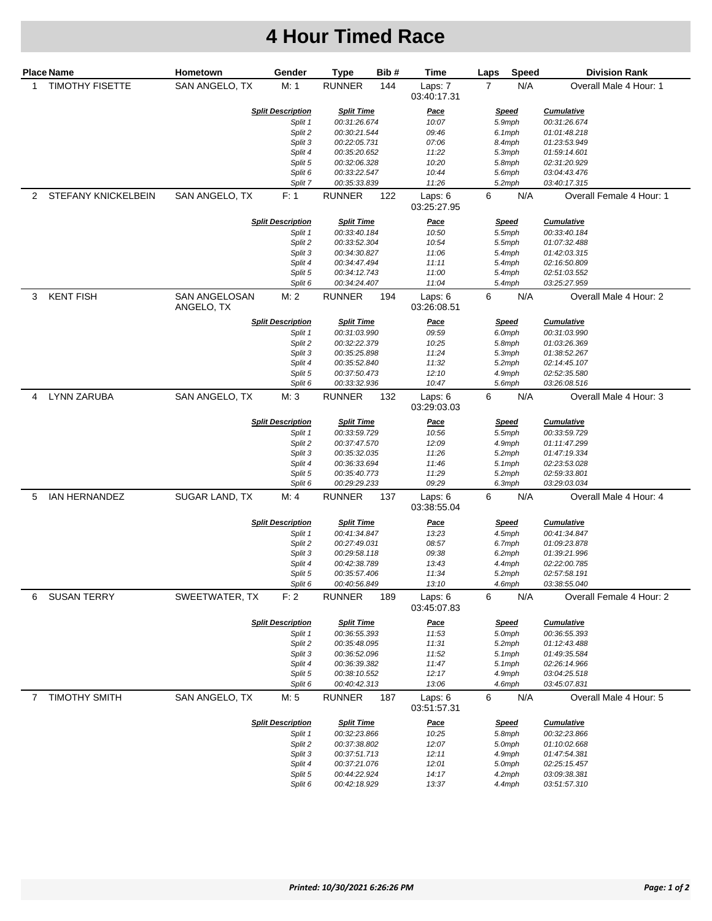# 4 Hour Timed Race

| Place | Name | Hometown | Gender | Type | Bib # | Time | Laps | Speed | Division Rank |
|---|---|---|---|---|---|---|---|---|---|
| 1 | TIMOTHY FISETTE | SAN ANGELO, TX | M: 1 | RUNNER | 144 | Laps: 7 03:40:17.31 | 7 | N/A | Overall Male 4 Hour: 1 |

| Split Description | Split Time | Pace | Speed | Cumulative |
|---|---|---|---|---|
| Split 1 | 00:31:26.674 | 10:07 | 5.9mph | 00:31:26.674 |
| Split 2 | 00:30:21.544 | 09:46 | 6.1mph | 01:01:48.218 |
| Split 3 | 00:22:05.731 | 07:06 | 8.4mph | 01:23:53.949 |
| Split 4 | 00:35:20.652 | 11:22 | 5.3mph | 01:59:14.601 |
| Split 5 | 00:32:06.328 | 10:20 | 5.8mph | 02:31:20.929 |
| Split 6 | 00:33:22.547 | 10:44 | 5.6mph | 03:04:43.476 |
| Split 7 | 00:35:33.839 | 11:26 | 5.2mph | 03:40:17.315 |

| Place | Name | Hometown | Gender | Type | Bib # | Time | Laps | Speed | Division Rank |
|---|---|---|---|---|---|---|---|---|---|
| 2 | STEFANY KNICKELBEIN | SAN ANGELO, TX | F: 1 | RUNNER | 122 | Laps: 6 03:25:27.95 | 6 | N/A | Overall Female 4 Hour: 1 |

| Split Description | Split Time | Pace | Speed | Cumulative |
|---|---|---|---|---|
| Split 1 | 00:33:40.184 | 10:50 | 5.5mph | 00:33:40.184 |
| Split 2 | 00:33:52.304 | 10:54 | 5.5mph | 01:07:32.488 |
| Split 3 | 00:34:30.827 | 11:06 | 5.4mph | 01:42:03.315 |
| Split 4 | 00:34:47.494 | 11:11 | 5.4mph | 02:16:50.809 |
| Split 5 | 00:34:12.743 | 11:00 | 5.4mph | 02:51:03.552 |
| Split 6 | 00:34:24.407 | 11:04 | 5.4mph | 03:25:27.959 |

| Place | Name | Hometown | Gender | Type | Bib # | Time | Laps | Speed | Division Rank |
|---|---|---|---|---|---|---|---|---|---|
| 3 | KENT FISH | SAN ANGELOSAN ANGELO, TX | M: 2 | RUNNER | 194 | Laps: 6 03:26:08.51 | 6 | N/A | Overall Male 4 Hour: 2 |

| Split Description | Split Time | Pace | Speed | Cumulative |
|---|---|---|---|---|
| Split 1 | 00:31:03.990 | 09:59 | 6.0mph | 00:31:03.990 |
| Split 2 | 00:32:22.379 | 10:25 | 5.8mph | 01:03:26.369 |
| Split 3 | 00:35:25.898 | 11:24 | 5.3mph | 01:38:52.267 |
| Split 4 | 00:35:52.840 | 11:32 | 5.2mph | 02:14:45.107 |
| Split 5 | 00:37:50.473 | 12:10 | 4.9mph | 02:52:35.580 |
| Split 6 | 00:33:32.936 | 10:47 | 5.6mph | 03:26:08.516 |

| Place | Name | Hometown | Gender | Type | Bib # | Time | Laps | Speed | Division Rank |
|---|---|---|---|---|---|---|---|---|---|
| 4 | LYNN ZARUBA | SAN ANGELO, TX | M: 3 | RUNNER | 132 | Laps: 6 03:29:03.03 | 6 | N/A | Overall Male 4 Hour: 3 |

| Split Description | Split Time | Pace | Speed | Cumulative |
|---|---|---|---|---|
| Split 1 | 00:33:59.729 | 10:56 | 5.5mph | 00:33:59.729 |
| Split 2 | 00:37:47.570 | 12:09 | 4.9mph | 01:11:47.299 |
| Split 3 | 00:35:32.035 | 11:26 | 5.2mph | 01:47:19.334 |
| Split 4 | 00:36:33.694 | 11:46 | 5.1mph | 02:23:53.028 |
| Split 5 | 00:35:40.773 | 11:29 | 5.2mph | 02:59:33.801 |
| Split 6 | 00:29:29.233 | 09:29 | 6.3mph | 03:29:03.034 |

| Place | Name | Hometown | Gender | Type | Bib # | Time | Laps | Speed | Division Rank |
|---|---|---|---|---|---|---|---|---|---|
| 5 | IAN HERNANDEZ | SUGAR LAND, TX | M: 4 | RUNNER | 137 | Laps: 6 03:38:55.04 | 6 | N/A | Overall Male 4 Hour: 4 |

| Split Description | Split Time | Pace | Speed | Cumulative |
|---|---|---|---|---|
| Split 1 | 00:41:34.847 | 13:23 | 4.5mph | 00:41:34.847 |
| Split 2 | 00:27:49.031 | 08:57 | 6.7mph | 01:09:23.878 |
| Split 3 | 00:29:58.118 | 09:38 | 6.2mph | 01:39:21.996 |
| Split 4 | 00:42:38.789 | 13:43 | 4.4mph | 02:22:00.785 |
| Split 5 | 00:35:57.406 | 11:34 | 5.2mph | 02:57:58.191 |
| Split 6 | 00:40:56.849 | 13:10 | 4.6mph | 03:38:55.040 |

| Place | Name | Hometown | Gender | Type | Bib # | Time | Laps | Speed | Division Rank |
|---|---|---|---|---|---|---|---|---|---|
| 6 | SUSAN TERRY | SWEETWATER, TX | F: 2 | RUNNER | 189 | Laps: 6 03:45:07.83 | 6 | N/A | Overall Female 4 Hour: 2 |

| Split Description | Split Time | Pace | Speed | Cumulative |
|---|---|---|---|---|
| Split 1 | 00:36:55.393 | 11:53 | 5.0mph | 00:36:55.393 |
| Split 2 | 00:35:48.095 | 11:31 | 5.2mph | 01:12:43.488 |
| Split 3 | 00:36:52.096 | 11:52 | 5.1mph | 01:49:35.584 |
| Split 4 | 00:36:39.382 | 11:47 | 5.1mph | 02:26:14.966 |
| Split 5 | 00:38:10.552 | 12:17 | 4.9mph | 03:04:25.518 |
| Split 6 | 00:40:42.313 | 13:06 | 4.6mph | 03:45:07.831 |

| Place | Name | Hometown | Gender | Type | Bib # | Time | Laps | Speed | Division Rank |
|---|---|---|---|---|---|---|---|---|---|
| 7 | TIMOTHY SMITH | SAN ANGELO, TX | M: 5 | RUNNER | 187 | Laps: 6 03:51:57.31 | 6 | N/A | Overall Male 4 Hour: 5 |

| Split Description | Split Time | Pace | Speed | Cumulative |
|---|---|---|---|---|
| Split 1 | 00:32:23.866 | 10:25 | 5.8mph | 00:32:23.866 |
| Split 2 | 00:37:38.802 | 12:07 | 5.0mph | 01:10:02.668 |
| Split 3 | 00:37:51.713 | 12:11 | 4.9mph | 01:47:54.381 |
| Split 4 | 00:37:21.076 | 12:01 | 5.0mph | 02:25:15.457 |
| Split 5 | 00:44:22.924 | 14:17 | 4.2mph | 03:09:38.381 |
| Split 6 | 00:42:18.929 | 13:37 | 4.4mph | 03:51:57.310 |

*Printed: 10/30/2021 6:26:26 PM*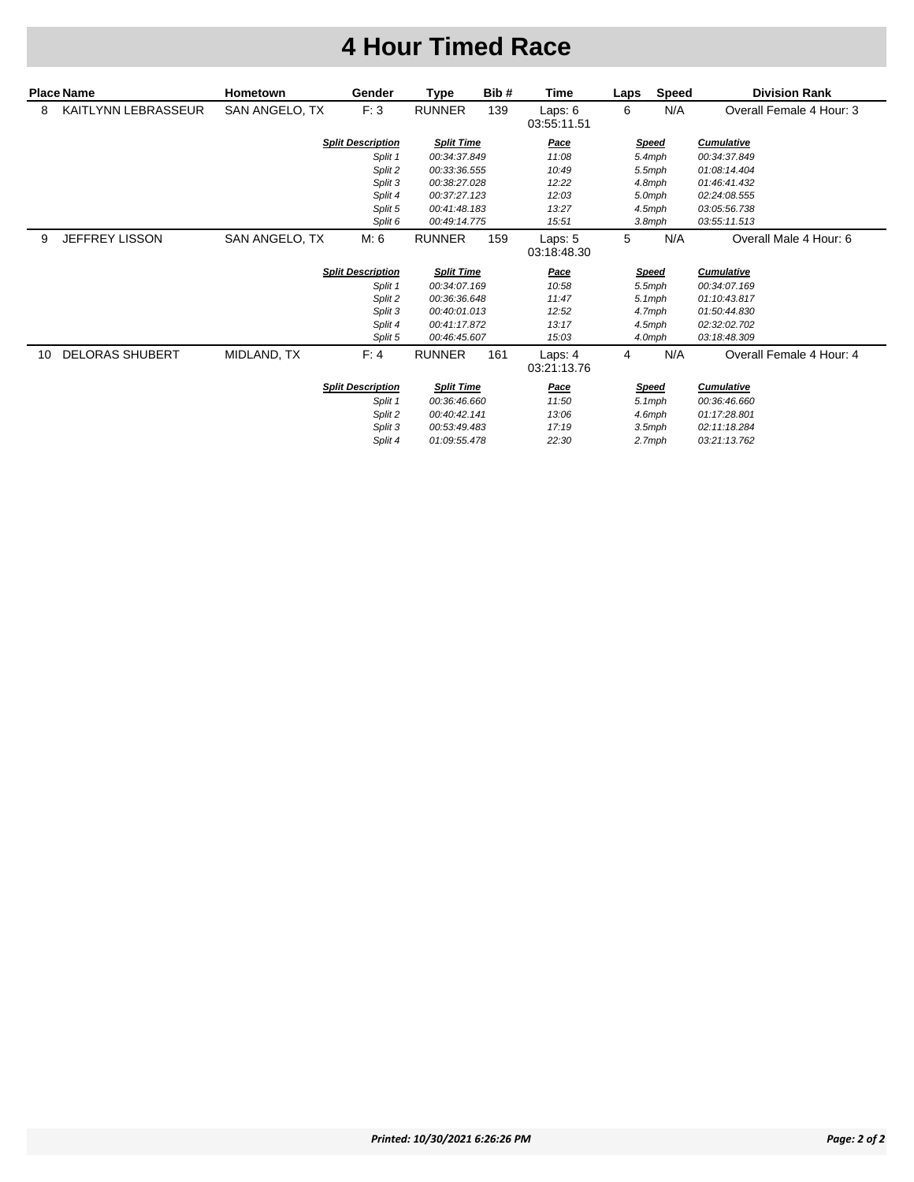# 4 Hour Timed Race

| Place | Name | Hometown | Gender | Type | Bib # | Time | Laps | Speed | Division Rank |
|---|---|---|---|---|---|---|---|---|---|
| 8 | KAITLYNN LEBRASSEUR | SAN ANGELO, TX | F: 3 | RUNNER | 139 | Laps: 6 03:55:11.51 | 6 | N/A | Overall Female 4 Hour: 3 |

| Split Description | Split Time | Pace | Speed | Cumulative |
|---|---|---|---|---|
| Split 1 | 00:34:37.849 | 11:08 | 5.4mph | 00:34:37.849 |
| Split 2 | 00:33:36.555 | 10:49 | 5.5mph | 01:08:14.404 |
| Split 3 | 00:38:27.028 | 12:22 | 4.8mph | 01:46:41.432 |
| Split 4 | 00:37:27.123 | 12:03 | 5.0mph | 02:24:08.555 |
| Split 5 | 00:41:48.183 | 13:27 | 4.5mph | 03:05:56.738 |
| Split 6 | 00:49:14.775 | 15:51 | 3.8mph | 03:55:11.513 |

| Place | Name | Hometown | Gender | Type | Bib # | Time | Laps | Speed | Division Rank |
|---|---|---|---|---|---|---|---|---|---|
| 9 | JEFFREY LISSON | SAN ANGELO, TX | M: 6 | RUNNER | 159 | Laps: 5 03:18:48.30 | 5 | N/A | Overall Male 4 Hour: 6 |

| Split Description | Split Time | Pace | Speed | Cumulative |
|---|---|---|---|---|
| Split 1 | 00:34:07.169 | 10:58 | 5.5mph | 00:34:07.169 |
| Split 2 | 00:36:36.648 | 11:47 | 5.1mph | 01:10:43.817 |
| Split 3 | 00:40:01.013 | 12:52 | 4.7mph | 01:50:44.830 |
| Split 4 | 00:41:17.872 | 13:17 | 4.5mph | 02:32:02.702 |
| Split 5 | 00:46:45.607 | 15:03 | 4.0mph | 03:18:48.309 |

| Place | Name | Hometown | Gender | Type | Bib # | Time | Laps | Speed | Division Rank |
|---|---|---|---|---|---|---|---|---|---|
| 10 | DELORAS SHUBERT | MIDLAND, TX | F: 4 | RUNNER | 161 | Laps: 4 03:21:13.76 | 4 | N/A | Overall Female 4 Hour: 4 |

| Split Description | Split Time | Pace | Speed | Cumulative |
|---|---|---|---|---|
| Split 1 | 00:36:46.660 | 11:50 | 5.1mph | 00:36:46.660 |
| Split 2 | 00:40:42.141 | 13:06 | 4.6mph | 01:17:28.801 |
| Split 3 | 00:53:49.483 | 17:19 | 3.5mph | 02:11:18.284 |
| Split 4 | 01:09:55.478 | 22:30 | 2.7mph | 03:21:13.762 |

*Printed: 10/30/2021 6:26:26 PM*